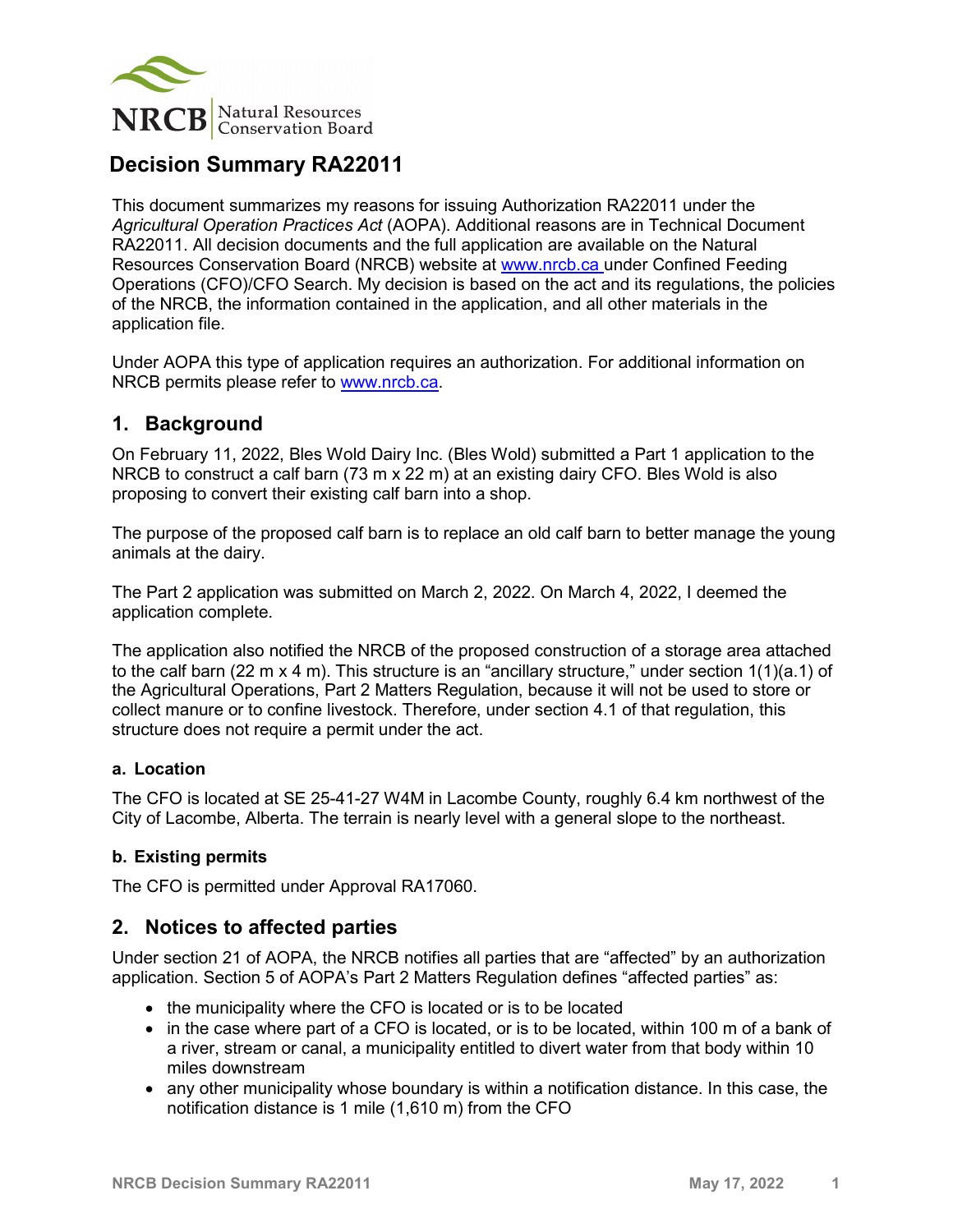# Decision Summary RA22011

This document summarizes my reasons for issuing Authorization RA22011 under the *Agricultural Operation Practices Act* (AOPA). Additional reasons are in Technical Document RA22011. All decision documents and the full application are available on the Natural Resources Conservation Board (NRCB) website at www.nrcb.ca under Confined Feeding Operations (CFO)/CFO Search. My decision is based on the act and its regulations, the policies of the NRCB, the information contained in the application, and all other materials in the application file.

Under AOPA this type of application requires an authorization. For additional information on NRCB permits please refer to www.nrcb.ca.

## 1. Background

On February 11, 2022, Bles Wold Dairy Inc. (Bles Wold) submitted a Part 1 application to the NRCB to construct a calf barn (73 m x 22 m) at an existing dairy CFO. Bles Wold is also proposing to convert their existing calf barn into a shop.

The purpose of the proposed calf barn is to replace an old calf barn to better manage the young animals at the dairy.

The Part 2 application was submitted on March 2, 2022. On March 4, 2022, I deemed the application complete.

The application also notified the NRCB of the proposed construction of a storage area attached to the calf barn (22 m x 4 m). This structure is an "ancillary structure," under section 1(1)(a.1) of the Agricultural Operations, Part 2 Matters Regulation, because it will not be used to store or collect manure or to confine livestock. Therefore, under section 4.1 of that regulation, this structure does not require a permit under the act.

### a. Location

The CFO is located at SE 25-41-27 W4M in Lacombe County, roughly 6.4 km northwest of the City of Lacombe, Alberta. The terrain is nearly level with a general slope to the northeast.

### b. Existing permits

The CFO is permitted under Approval RA17060.

## 2. Notices to affected parties

Under section 21 of AOPA, the NRCB notifies all parties that are "affected" by an authorization application. Section 5 of AOPA's Part 2 Matters Regulation defines "affected parties" as:

- the municipality where the CFO is located or is to be located
- in the case where part of a CFO is located, or is to be located, within 100 m of a bank of a river, stream or canal, a municipality entitled to divert water from that body within 10 miles downstream
- any other municipality whose boundary is within a notification distance. In this case, the notification distance is 1 mile (1,610 m) from the CFO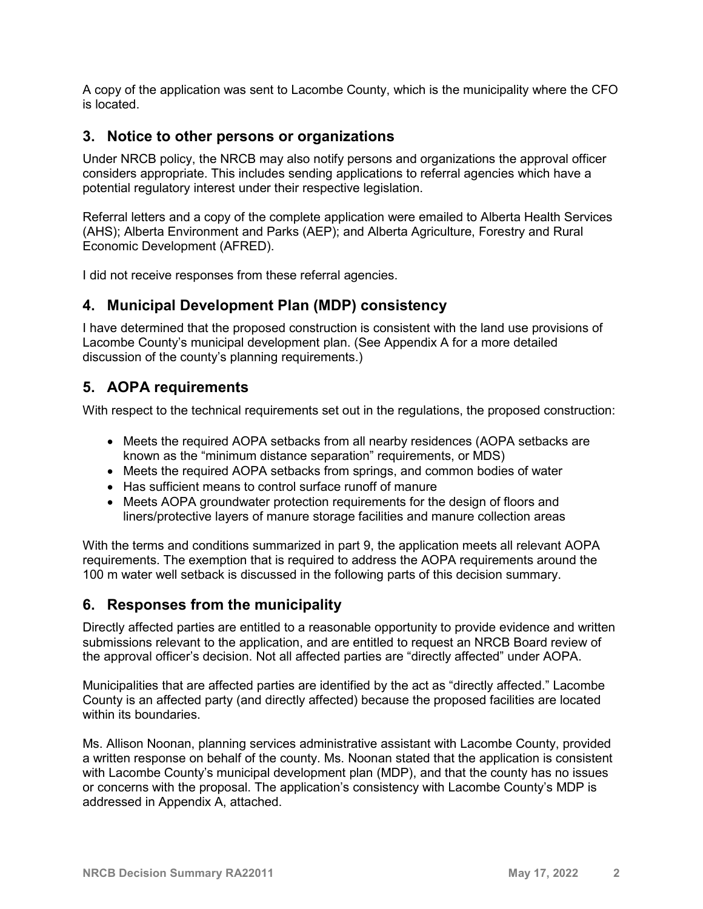A copy of the application was sent to Lacombe County, which is the municipality where the CFO is located.

## 3. Notice to other persons or organizations

Under NRCB policy, the NRCB may also notify persons and organizations the approval officer considers appropriate. This includes sending applications to referral agencies which have a potential regulatory interest under their respective legislation.

Referral letters and a copy of the complete application were emailed to Alberta Health Services (AHS); Alberta Environment and Parks (AEP); and Alberta Agriculture, Forestry and Rural Economic Development (AFRED).

I did not receive responses from these referral agencies.

## 4. Municipal Development Plan (MDP) consistency

I have determined that the proposed construction is consistent with the land use provisions of Lacombe County's municipal development plan. (See Appendix A for a more detailed discussion of the county's planning requirements.)

## 5. AOPA requirements

With respect to the technical requirements set out in the regulations, the proposed construction:

- Meets the required AOPA setbacks from all nearby residences (AOPA setbacks are known as the "minimum distance separation" requirements, or MDS)
- Meets the required AOPA setbacks from springs, and common bodies of water
- Has sufficient means to control surface runoff of manure
- Meets AOPA groundwater protection requirements for the design of floors and liners/protective layers of manure storage facilities and manure collection areas

With the terms and conditions summarized in part 9, the application meets all relevant AOPA requirements. The exemption that is required to address the AOPA requirements around the 100 m water well setback is discussed in the following parts of this decision summary.

## 6. Responses from the municipality

Directly affected parties are entitled to a reasonable opportunity to provide evidence and written submissions relevant to the application, and are entitled to request an NRCB Board review of the approval officer's decision. Not all affected parties are "directly affected" under AOPA.

Municipalities that are affected parties are identified by the act as "directly affected." Lacombe County is an affected party (and directly affected) because the proposed facilities are located within its boundaries.

Ms. Allison Noonan, planning services administrative assistant with Lacombe County, provided a written response on behalf of the county. Ms. Noonan stated that the application is consistent with Lacombe County's municipal development plan (MDP), and that the county has no issues or concerns with the proposal. The application's consistency with Lacombe County's MDP is addressed in Appendix A, attached.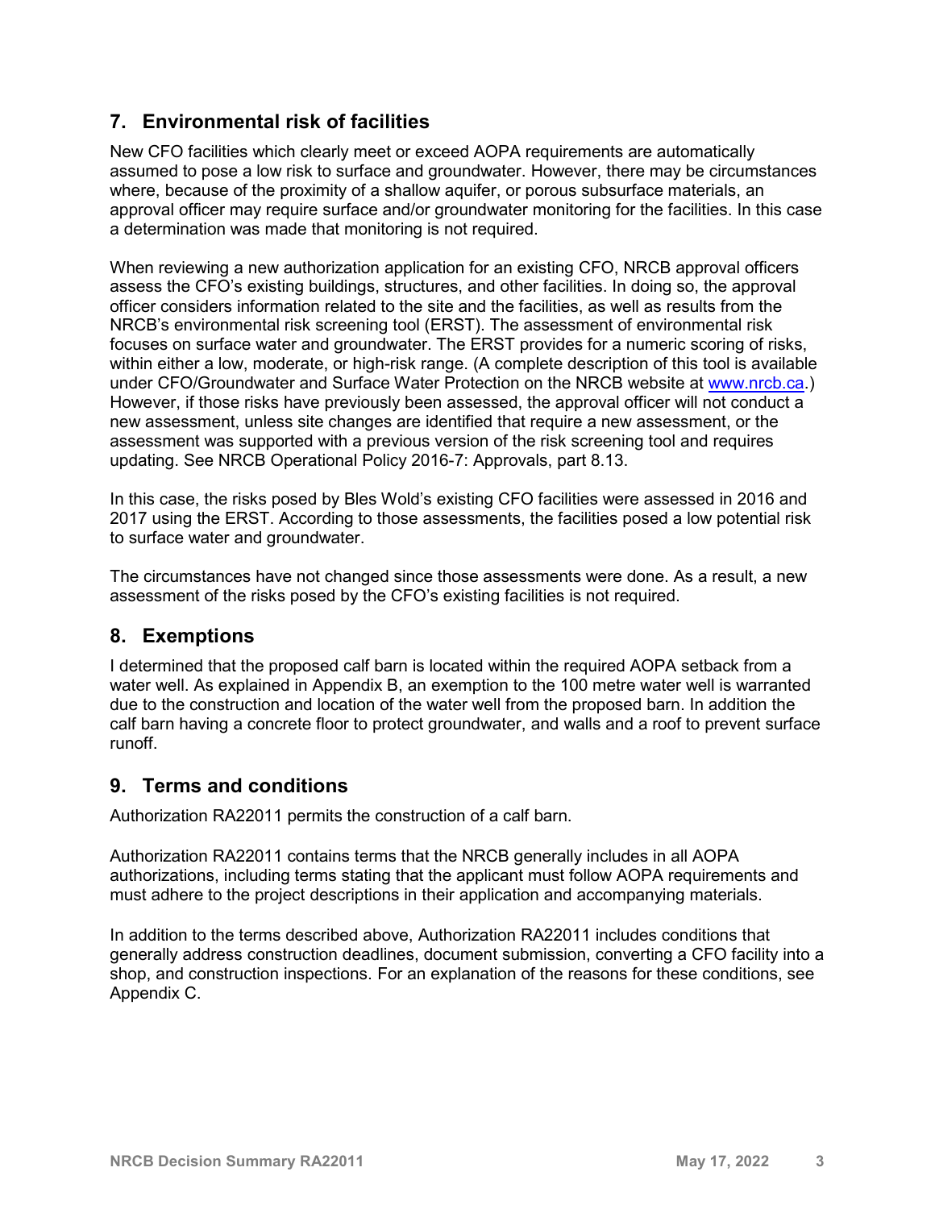## 7. Environmental risk of facilities

New CFO facilities which clearly meet or exceed AOPA requirements are automatically assumed to pose a low risk to surface and groundwater. However, there may be circumstances where, because of the proximity of a shallow aquifer, or porous subsurface materials, an approval officer may require surface and/or groundwater monitoring for the facilities. In this case a determination was made that monitoring is not required.

When reviewing a new authorization application for an existing CFO, NRCB approval officers assess the CFO's existing buildings, structures, and other facilities. In doing so, the approval officer considers information related to the site and the facilities, as well as results from the NRCB's environmental risk screening tool (ERST). The assessment of environmental risk focuses on surface water and groundwater. The ERST provides for a numeric scoring of risks, within either a low, moderate, or high-risk range. (A complete description of this tool is available under CFO/Groundwater and Surface Water Protection on the NRCB website at www.nrcb.ca.) However, if those risks have previously been assessed, the approval officer will not conduct a new assessment, unless site changes are identified that require a new assessment, or the assessment was supported with a previous version of the risk screening tool and requires updating. See NRCB Operational Policy 2016-7: Approvals, part 8.13.

In this case, the risks posed by Bles Wold's existing CFO facilities were assessed in 2016 and 2017 using the ERST. According to those assessments, the facilities posed a low potential risk to surface water and groundwater.

The circumstances have not changed since those assessments were done. As a result, a new assessment of the risks posed by the CFO's existing facilities is not required.

## 8. Exemptions

I determined that the proposed calf barn is located within the required AOPA setback from a water well. As explained in Appendix B, an exemption to the 100 metre water well is warranted due to the construction and location of the water well from the proposed barn. In addition the calf barn having a concrete floor to protect groundwater, and walls and a roof to prevent surface runoff.

## 9. Terms and conditions

Authorization RA22011 permits the construction of a calf barn.

Authorization RA22011 contains terms that the NRCB generally includes in all AOPA authorizations, including terms stating that the applicant must follow AOPA requirements and must adhere to the project descriptions in their application and accompanying materials.

In addition to the terms described above, Authorization RA22011 includes conditions that generally address construction deadlines, document submission, converting a CFO facility into a shop, and construction inspections. For an explanation of the reasons for these conditions, see Appendix C.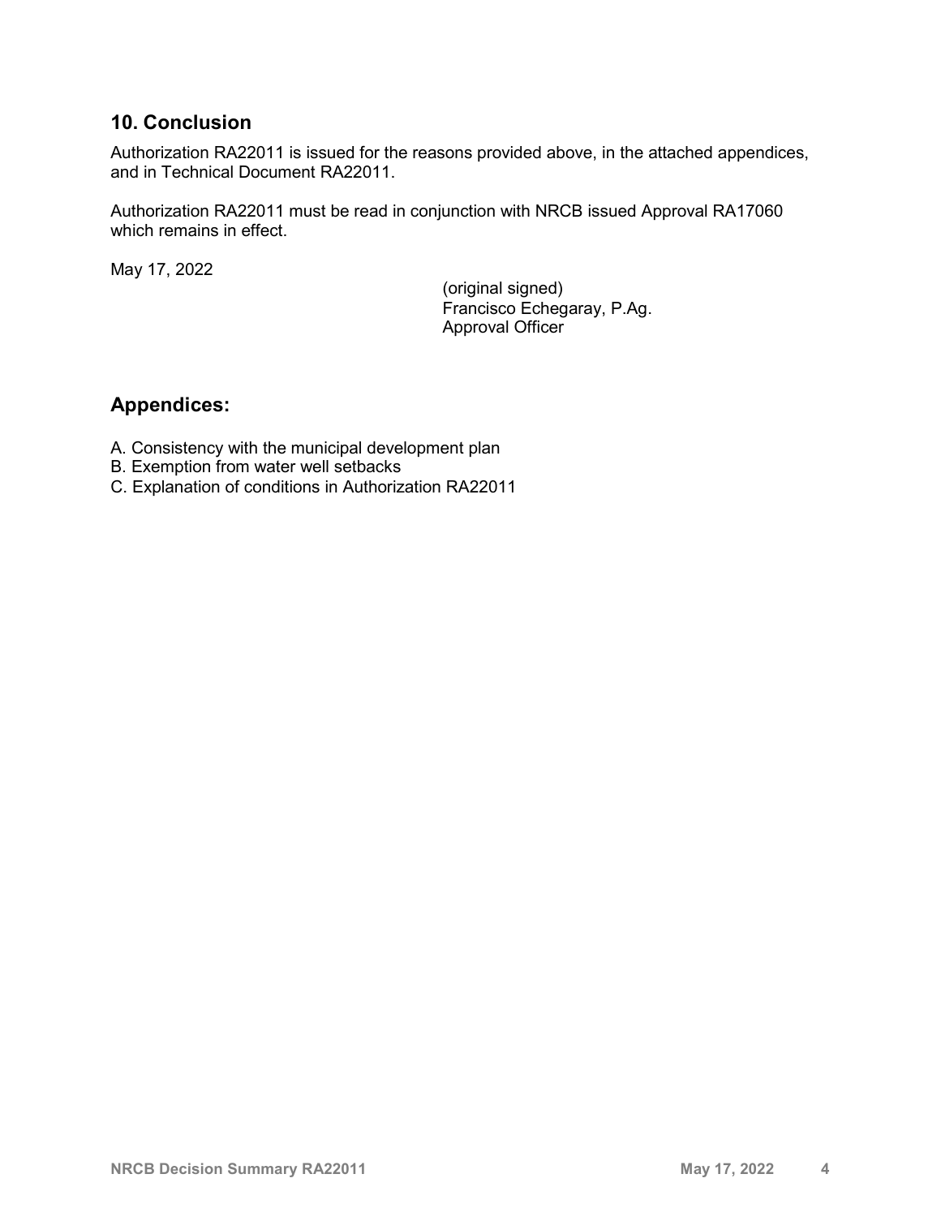## 10. Conclusion

Authorization RA22011 is issued for the reasons provided above, in the attached appendices, and in Technical Document RA22011.

Authorization RA22011 must be read in conjunction with NRCB issued Approval RA17060 which remains in effect.

May 17, 2022

(original signed)
Francisco Echegaray, P.Ag.
Approval Officer

## Appendices:

A. Consistency with the municipal development plan
B. Exemption from water well setbacks
C. Explanation of conditions in Authorization RA22011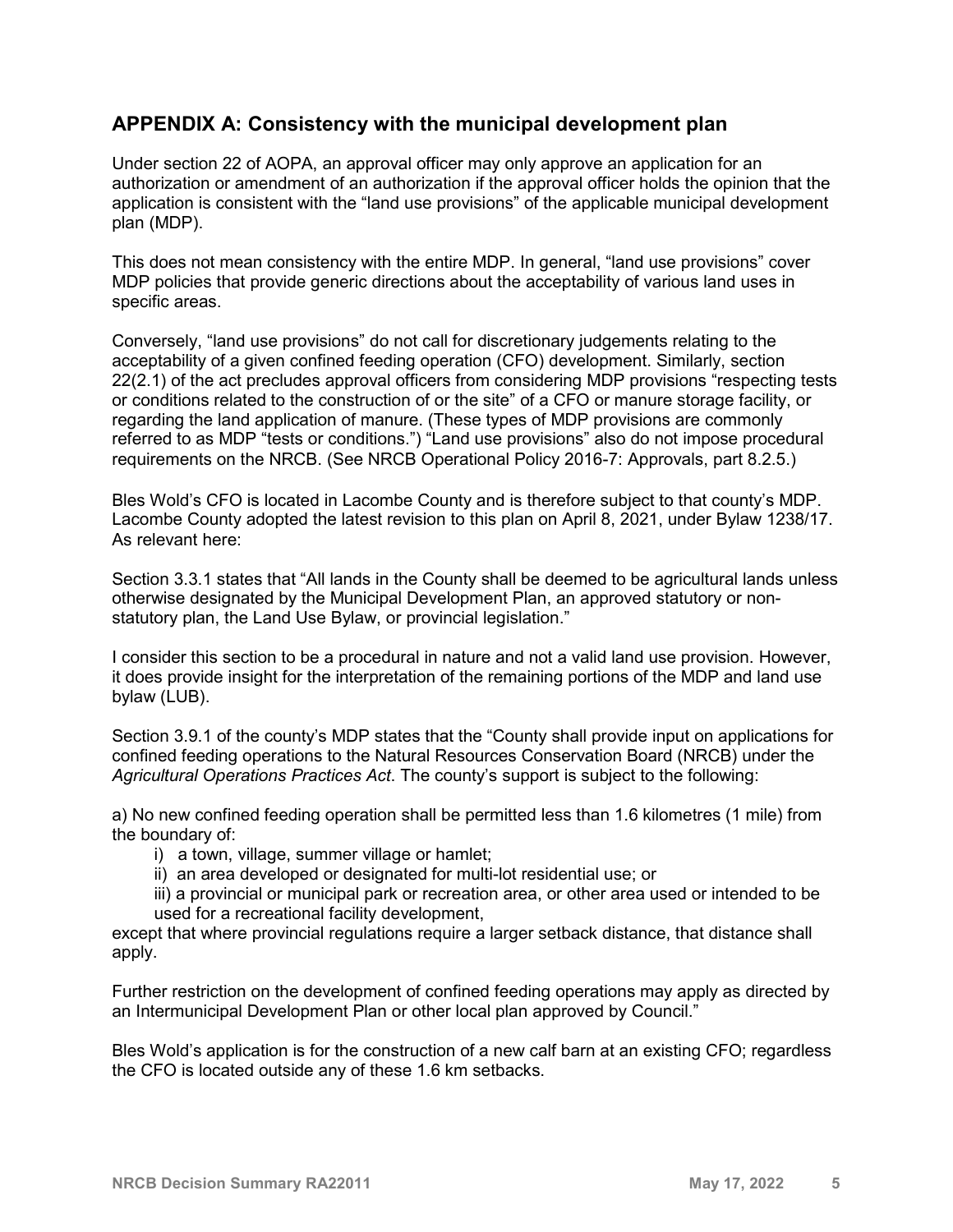## APPENDIX A: Consistency with the municipal development plan

Under section 22 of AOPA, an approval officer may only approve an application for an authorization or amendment of an authorization if the approval officer holds the opinion that the application is consistent with the "land use provisions" of the applicable municipal development plan (MDP).

This does not mean consistency with the entire MDP. In general, "land use provisions" cover MDP policies that provide generic directions about the acceptability of various land uses in specific areas.

Conversely, "land use provisions" do not call for discretionary judgements relating to the acceptability of a given confined feeding operation (CFO) development. Similarly, section 22(2.1) of the act precludes approval officers from considering MDP provisions "respecting tests or conditions related to the construction of or the site" of a CFO or manure storage facility, or regarding the land application of manure. (These types of MDP provisions are commonly referred to as MDP "tests or conditions.") "Land use provisions" also do not impose procedural requirements on the NRCB. (See NRCB Operational Policy 2016-7: Approvals, part 8.2.5.)

Bles Wold's CFO is located in Lacombe County and is therefore subject to that county's MDP. Lacombe County adopted the latest revision to this plan on April 8, 2021, under Bylaw 1238/17. As relevant here:

Section 3.3.1 states that "All lands in the County shall be deemed to be agricultural lands unless otherwise designated by the Municipal Development Plan, an approved statutory or non-statutory plan, the Land Use Bylaw, or provincial legislation."

I consider this section to be a procedural in nature and not a valid land use provision. However, it does provide insight for the interpretation of the remaining portions of the MDP and land use bylaw (LUB).

Section 3.9.1 of the county's MDP states that the "County shall provide input on applications for confined feeding operations to the Natural Resources Conservation Board (NRCB) under the *Agricultural Operations Practices Act*. The county's support is subject to the following:

a) No new confined feeding operation shall be permitted less than 1.6 kilometres (1 mile) from the boundary of:

i) a town, village, summer village or hamlet;
ii) an area developed or designated for multi-lot residential use; or
iii) a provincial or municipal park or recreation area, or other area used or intended to be used for a recreational facility development,

except that where provincial regulations require a larger setback distance, that distance shall apply.

Further restriction on the development of confined feeding operations may apply as directed by an Intermunicipal Development Plan or other local plan approved by Council."

Bles Wold's application is for the construction of a new calf barn at an existing CFO; regardless the CFO is located outside any of these 1.6 km setbacks.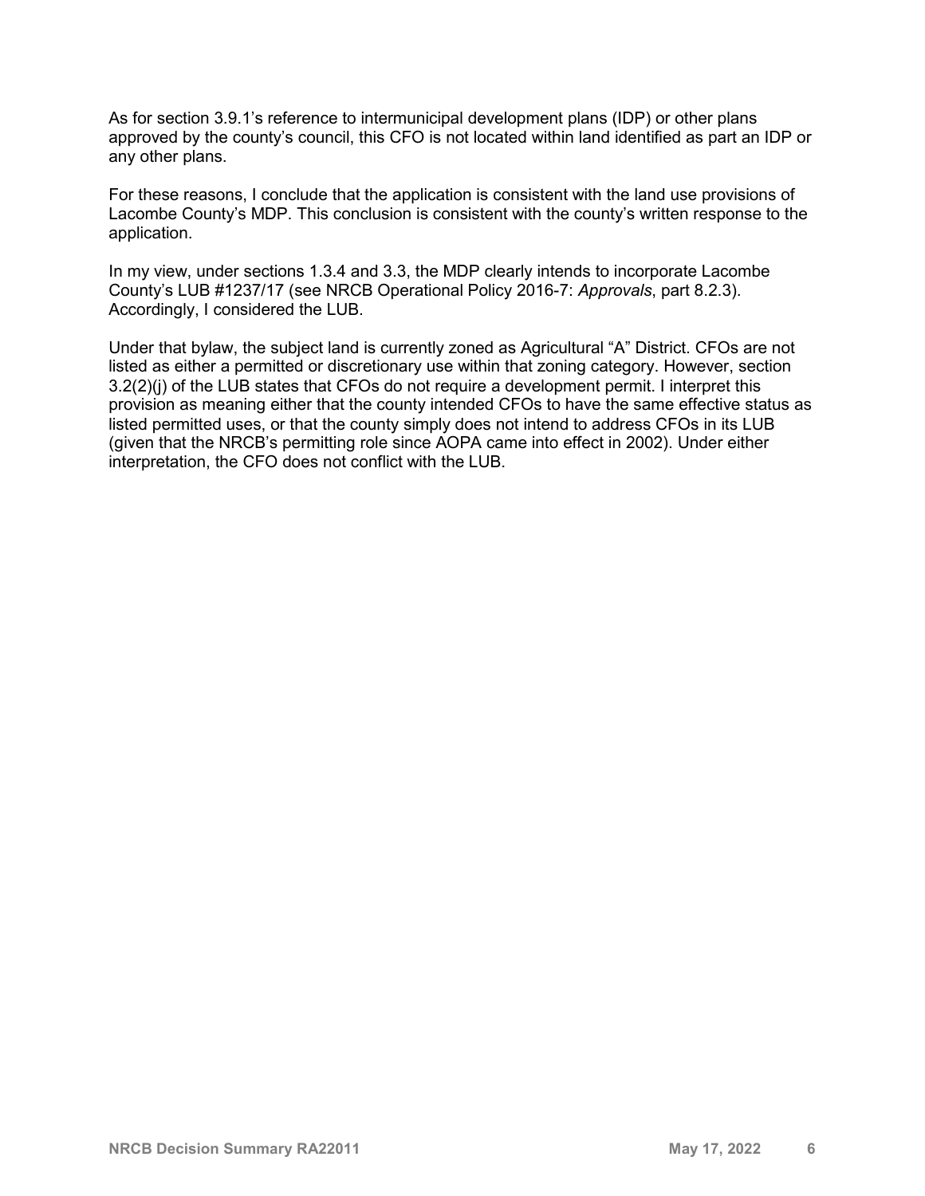As for section 3.9.1's reference to intermunicipal development plans (IDP) or other plans approved by the county's council, this CFO is not located within land identified as part an IDP or any other plans.

For these reasons, I conclude that the application is consistent with the land use provisions of Lacombe County's MDP. This conclusion is consistent with the county's written response to the application.

In my view, under sections 1.3.4 and 3.3, the MDP clearly intends to incorporate Lacombe County's LUB #1237/17 (see NRCB Operational Policy 2016-7: *Approvals*, part 8.2.3). Accordingly, I considered the LUB.

Under that bylaw, the subject land is currently zoned as Agricultural "A" District. CFOs are not listed as either a permitted or discretionary use within that zoning category. However, section 3.2(2)(j) of the LUB states that CFOs do not require a development permit. I interpret this provision as meaning either that the county intended CFOs to have the same effective status as listed permitted uses, or that the county simply does not intend to address CFOs in its LUB (given that the NRCB's permitting role since AOPA came into effect in 2002). Under either interpretation, the CFO does not conflict with the LUB.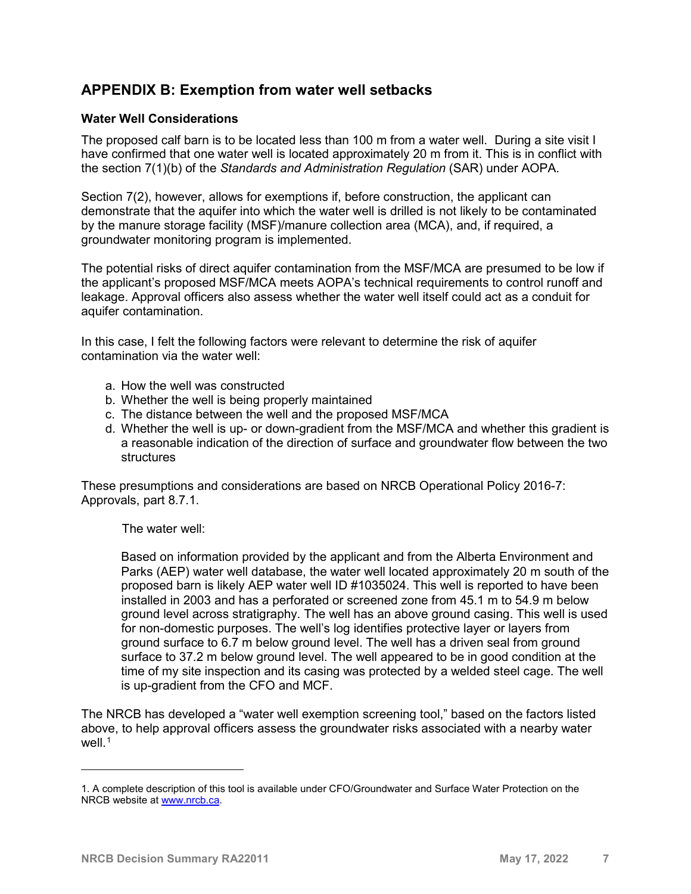## APPENDIX B: Exemption from water well setbacks

### Water Well Considerations

The proposed calf barn is to be located less than 100 m from a water well. During a site visit I have confirmed that one water well is located approximately 20 m from it. This is in conflict with the section 7(1)(b) of the *Standards and Administration Regulation* (SAR) under AOPA.

Section 7(2), however, allows for exemptions if, before construction, the applicant can demonstrate that the aquifer into which the water well is drilled is not likely to be contaminated by the manure storage facility (MSF)/manure collection area (MCA), and, if required, a groundwater monitoring program is implemented.

The potential risks of direct aquifer contamination from the MSF/MCA are presumed to be low if the applicant's proposed MSF/MCA meets AOPA's technical requirements to control runoff and leakage. Approval officers also assess whether the water well itself could act as a conduit for aquifer contamination.

In this case, I felt the following factors were relevant to determine the risk of aquifer contamination via the water well:

a. How the well was constructed
b. Whether the well is being properly maintained
c. The distance between the well and the proposed MSF/MCA
d. Whether the well is up- or down-gradient from the MSF/MCA and whether this gradient is a reasonable indication of the direction of surface and groundwater flow between the two structures

These presumptions and considerations are based on NRCB Operational Policy 2016-7: Approvals, part 8.7.1.

> The water well:
>
> Based on information provided by the applicant and from the Alberta Environment and Parks (AEP) water well database, the water well located approximately 20 m south of the proposed barn is likely AEP water well ID #1035024. This well is reported to have been installed in 2003 and has a perforated or screened zone from 45.1 m to 54.9 m below ground level across stratigraphy. The well has an above ground casing. This well is used for non-domestic purposes. The well's log identifies protective layer or layers from ground surface to 6.7 m below ground level. The well has a driven seal from ground surface to 37.2 m below ground level. The well appeared to be in good condition at the time of my site inspection and its casing was protected by a welded steel cage. The well is up-gradient from the CFO and MCF.

The NRCB has developed a "water well exemption screening tool," based on the factors listed above, to help approval officers assess the groundwater risks associated with a nearby water well.[1]

---

1. A complete description of this tool is available under CFO/Groundwater and Surface Water Protection on the NRCB website at www.nrcb.ca.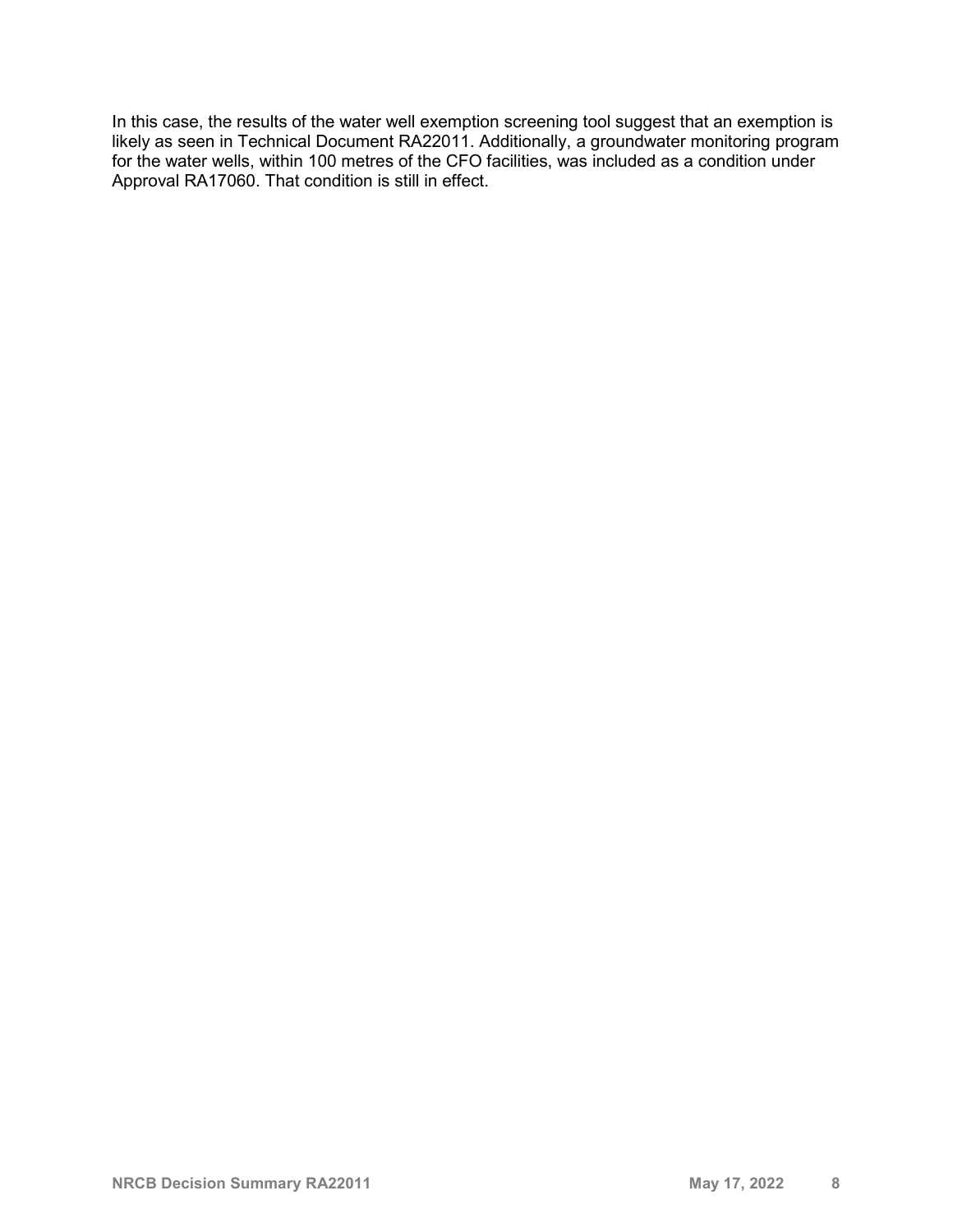In this case, the results of the water well exemption screening tool suggest that an exemption is likely as seen in Technical Document RA22011. Additionally, a groundwater monitoring program for the water wells, within 100 metres of the CFO facilities, was included as a condition under Approval RA17060. That condition is still in effect.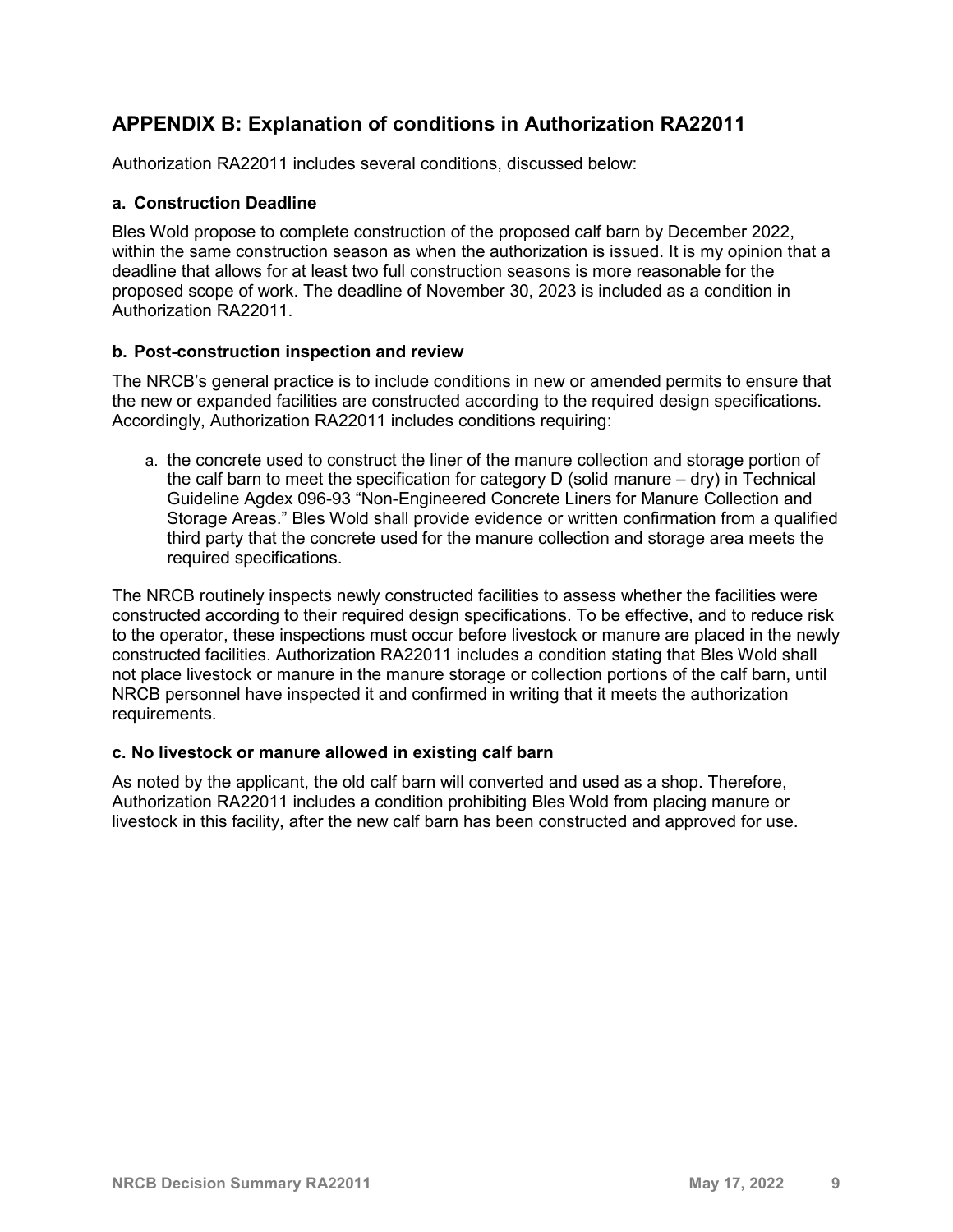## APPENDIX B: Explanation of conditions in Authorization RA22011

Authorization RA22011 includes several conditions, discussed below:

### a. Construction Deadline

Bles Wold propose to complete construction of the proposed calf barn by December 2022, within the same construction season as when the authorization is issued. It is my opinion that a deadline that allows for at least two full construction seasons is more reasonable for the proposed scope of work. The deadline of November 30, 2023 is included as a condition in Authorization RA22011.

### b. Post-construction inspection and review

The NRCB's general practice is to include conditions in new or amended permits to ensure that the new or expanded facilities are constructed according to the required design specifications. Accordingly, Authorization RA22011 includes conditions requiring:

a. the concrete used to construct the liner of the manure collection and storage portion of the calf barn to meet the specification for category D (solid manure – dry) in Technical Guideline Agdex 096-93 "Non-Engineered Concrete Liners for Manure Collection and Storage Areas." Bles Wold shall provide evidence or written confirmation from a qualified third party that the concrete used for the manure collection and storage area meets the required specifications.

The NRCB routinely inspects newly constructed facilities to assess whether the facilities were constructed according to their required design specifications. To be effective, and to reduce risk to the operator, these inspections must occur before livestock or manure are placed in the newly constructed facilities. Authorization RA22011 includes a condition stating that Bles Wold shall not place livestock or manure in the manure storage or collection portions of the calf barn, until NRCB personnel have inspected it and confirmed in writing that it meets the authorization requirements.

### c. No livestock or manure allowed in existing calf barn

As noted by the applicant, the old calf barn will converted and used as a shop. Therefore, Authorization RA22011 includes a condition prohibiting Bles Wold from placing manure or livestock in this facility, after the new calf barn has been constructed and approved for use.